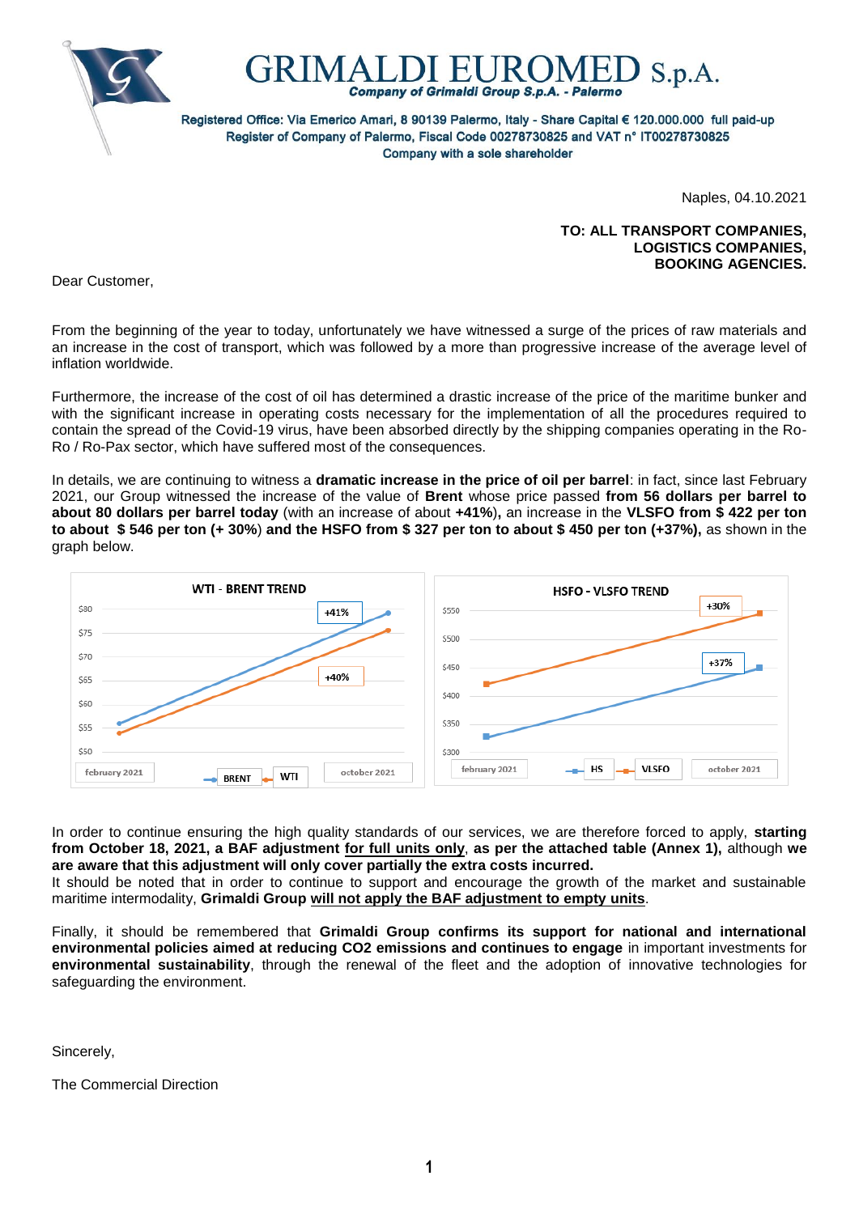# GRIMALDI EUROMED S.p.A.

***Company of Grimaldi Group S.p.A. - Palermo***

Registered Office: Via Emerico Amari, 8 90139 Palermo, Italy - Share Capital € 120.000.000 full paid-up
Register of Company of Palermo, Fiscal Code 00278730825 and VAT n° IT00278730825
Company with a sole shareholder

Naples, 04.10.2021

**TO: ALL TRANSPORT COMPANIES,**
**LOGISTICS COMPANIES,**
**BOOKING AGENCIES.**

Dear Customer,

From the beginning of the year to today, unfortunately we have witnessed a surge of the prices of raw materials and an increase in the cost of transport, which was followed by a more than progressive increase of the average level of inflation worldwide.

Furthermore, the increase of the cost of oil has determined a drastic increase of the price of the maritime bunker and with the significant increase in operating costs necessary for the implementation of all the procedures required to contain the spread of the Covid-19 virus, have been absorbed directly by the shipping companies operating in the Ro-Ro / Ro-Pax sector, which have suffered most of the consequences.

In details, we are continuing to witness a **dramatic increase in the price of oil per barrel**: in fact, since last February 2021, our Group witnessed the increase of the value of **Brent** whose price passed **from 56 dollars per barrel to about 80 dollars per barrel today** (with an increase of about **+41%**)**,** an increase in the **VLSFO from $ 422 per ton to about $ 546 per ton (+ 30%**) **and the HSFO from $ 327 per ton to about $ 450 per ton (+37%),** as shown in the graph below.

**WTI - BRENT TREND**

(Chart: BRENT +41%, WTI +40%; february 2021 – october 2021; axis $50–$80)

**HSFO - VLSFO TREND**

(Chart: VLSFO +30%, HS +37%; february 2021 – october 2021; axis $300–$550)

In order to continue ensuring the high quality standards of our services, we are therefore forced to apply, **starting from October 18, 2021, a BAF adjustment <u>for full units only</u>, as per the attached table (Annex 1),** although **we are aware that this adjustment will only cover partially the extra costs incurred.**
It should be noted that in order to continue to support and encourage the growth of the market and sustainable maritime intermodality, **Grimaldi Group <u>will not apply the BAF adjustment to empty units</u>**.

Finally, it should be remembered that **Grimaldi Group confirms its support for national and international environmental policies aimed at reducing CO2 emissions and continues to engage** in important investments for **environmental sustainability**, through the renewal of the fleet and the adoption of innovative technologies for safeguarding the environment.

Sincerely,

The Commercial Direction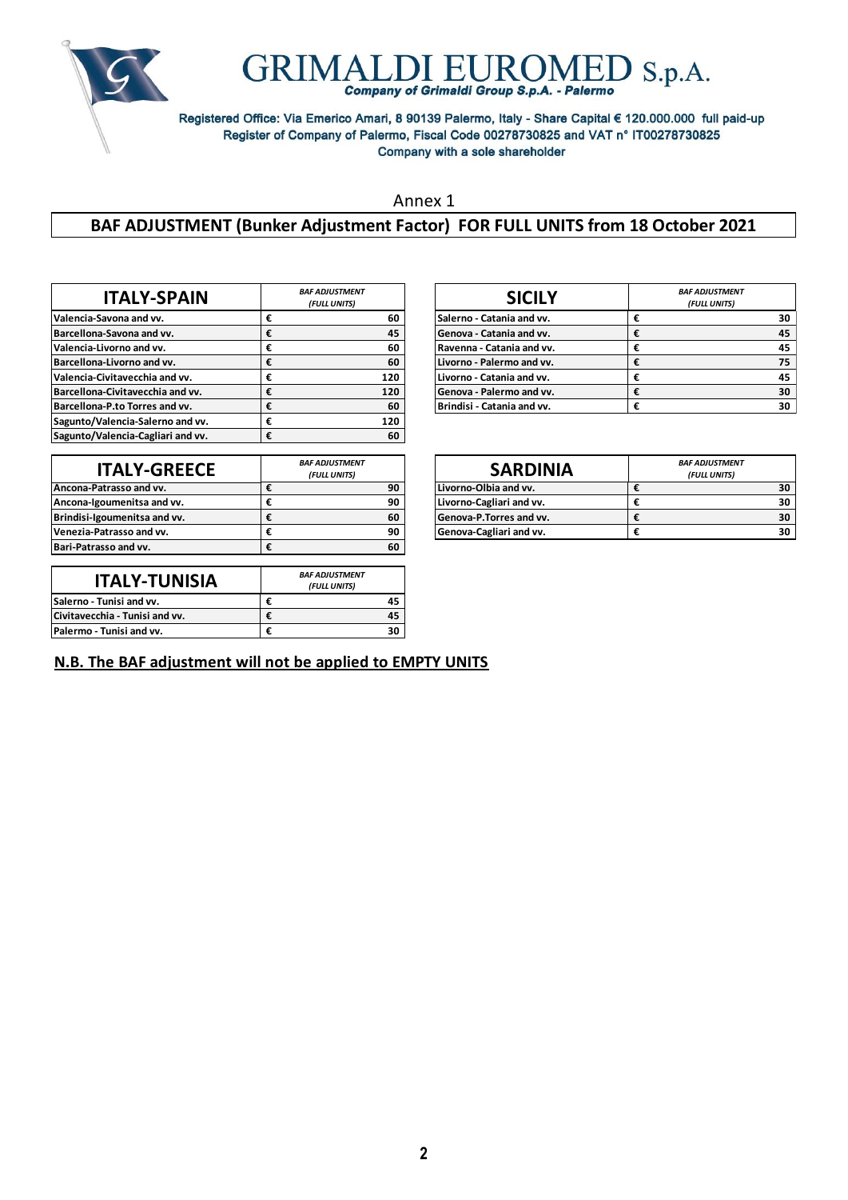# GRIMALDI EUROMED S.p.A.

***Company of Grimaldi Group S.p.A. - Palermo***

Registered Office: Via Emerico Amari, 8 90139 Palermo, Italy - Share Capital € 120.000.000 full paid-up
Register of Company of Palermo, Fiscal Code 00278730825 and VAT n° IT00278730825
Company with a sole shareholder

Annex 1

## BAF ADJUSTMENT (Bunker Adjustment Factor) FOR FULL UNITS from 18 October 2021

| ITALY-SPAIN | *BAF ADJUSTMENT (FULL UNITS)* | |
|---|---|---|
| Valencia-Savona and vv. | € | 60 |
| Barcellona-Savona and vv. | € | 45 |
| Valencia-Livorno and vv. | € | 60 |
| Barcellona-Livorno and vv. | € | 60 |
| Valencia-Civitavecchia and vv. | € | 120 |
| Barcellona-Civitavecchia and vv. | € | 120 |
| Barcellona-P.to Torres and vv. | € | 60 |
| Sagunto/Valencia-Salerno and vv. | € | 120 |
| Sagunto/Valencia-Cagliari and vv. | € | 60 |

| SICILY | *BAF ADJUSTMENT (FULL UNITS)* | |
|---|---|---|
| Salerno - Catania and vv. | € | 30 |
| Genova - Catania and vv. | € | 45 |
| Ravenna - Catania and vv. | € | 45 |
| Livorno - Palermo and vv. | € | 75 |
| Livorno - Catania and vv. | € | 45 |
| Genova - Palermo and vv. | € | 30 |
| Brindisi - Catania and vv. | € | 30 |

| ITALY-GREECE | *BAF ADJUSTMENT (FULL UNITS)* | |
|---|---|---|
| Ancona-Patrasso and vv. | € | 90 |
| Ancona-Igoumenitsa and vv. | € | 90 |
| Brindisi-Igoumenitsa and vv. | € | 60 |
| Venezia-Patrasso and vv. | € | 90 |
| Bari-Patrasso and vv. | € | 60 |

| SARDINIA | *BAF ADJUSTMENT (FULL UNITS)* | |
|---|---|---|
| Livorno-Olbia and vv. | € | 30 |
| Livorno-Cagliari and vv. | € | 30 |
| Genova-P.Torres and vv. | € | 30 |
| Genova-Cagliari and vv. | € | 30 |

| ITALY-TUNISIA | *BAF ADJUSTMENT (FULL UNITS)* | |
|---|---|---|
| Salerno - Tunisi and vv. | € | 45 |
| Civitavecchia - Tunisi and vv. | € | 45 |
| Palermo - Tunisi and vv. | € | 30 |

**N.B. The BAF adjustment will not be applied to EMPTY UNITS**